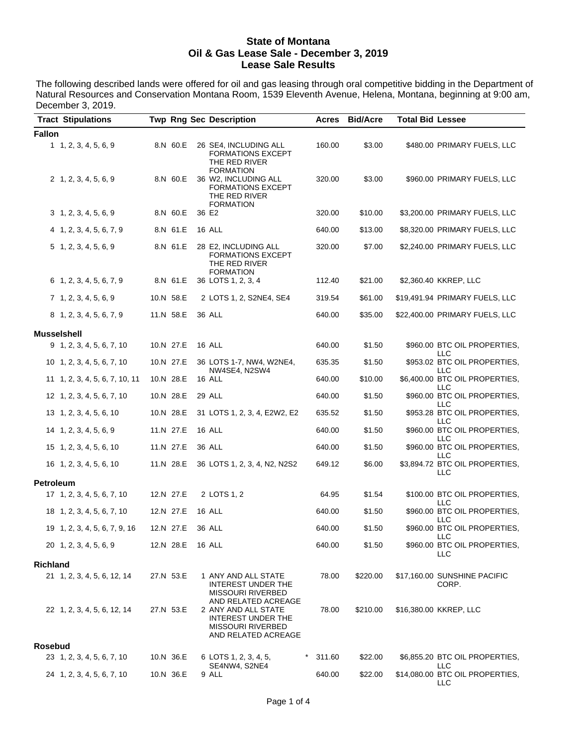# State of Montana
## Oil & Gas Lease Sale - December 3, 2019
## Lease Sale Results

The following described lands were offered for oil and gas leasing through oral competitive bidding in the Department of Natural Resources and Conservation Montana Room, 1539 Eleventh Avenue, Helena, Montana, beginning at 9:00 am, December 3, 2019.

| Tract | Stipulations | Twp | Rng | Sec | Description | Acres | Bid/Acre | Total Bid | Lessee |
|---|---|---|---|---|---|---|---|---|---|
| **Fallon** | | | | | | | | | |
| 1 | 1, 2, 3, 4, 5, 6, 9 | 8.N | 60.E | 26 | SE4, INCLUDING ALL FORMATIONS EXCEPT THE RED RIVER FORMATION | 160.00 | $3.00 | $480.00 | PRIMARY FUELS, LLC |
| 2 | 1, 2, 3, 4, 5, 6, 9 | 8.N | 60.E | 36 | W2, INCLUDING ALL FORMATIONS EXCEPT THE RED RIVER FORMATION | 320.00 | $3.00 | $960.00 | PRIMARY FUELS, LLC |
| 3 | 1, 2, 3, 4, 5, 6, 9 | 8.N | 60.E | 36 | E2 | 320.00 | $10.00 | $3,200.00 | PRIMARY FUELS, LLC |
| 4 | 1, 2, 3, 4, 5, 6, 7, 9 | 8.N | 61.E | 16 | ALL | 640.00 | $13.00 | $8,320.00 | PRIMARY FUELS, LLC |
| 5 | 1, 2, 3, 4, 5, 6, 9 | 8.N | 61.E | 28 | E2, INCLUDING ALL FORMATIONS EXCEPT THE RED RIVER FORMATION | 320.00 | $7.00 | $2,240.00 | PRIMARY FUELS, LLC |
| 6 | 1, 2, 3, 4, 5, 6, 7, 9 | 8.N | 61.E | 36 | LOTS 1, 2, 3, 4 | 112.40 | $21.00 | $2,360.40 | KKREP, LLC |
| 7 | 1, 2, 3, 4, 5, 6, 9 | 10.N | 58.E | 2 | LOTS 1, 2, S2NE4, SE4 | 319.54 | $61.00 | $19,491.94 | PRIMARY FUELS, LLC |
| 8 | 1, 2, 3, 4, 5, 6, 7, 9 | 11.N | 58.E | 36 | ALL | 640.00 | $35.00 | $22,400.00 | PRIMARY FUELS, LLC |
| **Musselshell** | | | | | | | | | |
| 9 | 1, 2, 3, 4, 5, 6, 7, 10 | 10.N | 27.E | 16 | ALL | 640.00 | $1.50 | $960.00 | BTC OIL PROPERTIES, LLC |
| 10 | 1, 2, 3, 4, 5, 6, 7, 10 | 10.N | 27.E | 36 | LOTS 1-7, NW4, W2NE4, NW4SE4, N2SW4 | 635.35 | $1.50 | $953.02 | BTC OIL PROPERTIES, LLC |
| 11 | 1, 2, 3, 4, 5, 6, 7, 10, 11 | 10.N | 28.E | 16 | ALL | 640.00 | $10.00 | $6,400.00 | BTC OIL PROPERTIES, LLC |
| 12 | 1, 2, 3, 4, 5, 6, 7, 10 | 10.N | 28.E | 29 | ALL | 640.00 | $1.50 | $960.00 | BTC OIL PROPERTIES, LLC |
| 13 | 1, 2, 3, 4, 5, 6, 10 | 10.N | 28.E | 31 | LOTS 1, 2, 3, 4, E2W2, E2 | 635.52 | $1.50 | $953.28 | BTC OIL PROPERTIES, LLC |
| 14 | 1, 2, 3, 4, 5, 6, 9 | 11.N | 27.E | 16 | ALL | 640.00 | $1.50 | $960.00 | BTC OIL PROPERTIES, LLC |
| 15 | 1, 2, 3, 4, 5, 6, 10 | 11.N | 27.E | 36 | ALL | 640.00 | $1.50 | $960.00 | BTC OIL PROPERTIES, LLC |
| 16 | 1, 2, 3, 4, 5, 6, 10 | 11.N | 28.E | 36 | LOTS 1, 2, 3, 4, N2, N2S2 | 649.12 | $6.00 | $3,894.72 | BTC OIL PROPERTIES, LLC |
| **Petroleum** | | | | | | | | | |
| 17 | 1, 2, 3, 4, 5, 6, 7, 10 | 12.N | 27.E | 2 | LOTS 1, 2 | 64.95 | $1.54 | $100.00 | BTC OIL PROPERTIES, LLC |
| 18 | 1, 2, 3, 4, 5, 6, 7, 10 | 12.N | 27.E | 16 | ALL | 640.00 | $1.50 | $960.00 | BTC OIL PROPERTIES, LLC |
| 19 | 1, 2, 3, 4, 5, 6, 7, 9, 16 | 12.N | 27.E | 36 | ALL | 640.00 | $1.50 | $960.00 | BTC OIL PROPERTIES, LLC |
| 20 | 1, 2, 3, 4, 5, 6, 9 | 12.N | 28.E | 16 | ALL | 640.00 | $1.50 | $960.00 | BTC OIL PROPERTIES, LLC |
| **Richland** | | | | | | | | | |
| 21 | 1, 2, 3, 4, 5, 6, 12, 14 | 27.N | 53.E | 1 | ANY AND ALL STATE INTEREST UNDER THE MISSOURI RIVERBED AND RELATED ACREAGE | 78.00 | $220.00 | $17,160.00 | SUNSHINE PACIFIC CORP. |
| 22 | 1, 2, 3, 4, 5, 6, 12, 14 | 27.N | 53.E | 2 | ANY AND ALL STATE INTEREST UNDER THE MISSOURI RIVERBED AND RELATED ACREAGE | 78.00 | $210.00 | $16,380.00 | KKREP, LLC |
| **Rosebud** | | | | | | | | | |
| 23 | 1, 2, 3, 4, 5, 6, 7, 10 | 10.N | 36.E | 6 | LOTS 1, 2, 3, 4, 5, SE4NW4, S2NE4 | * 311.60 | $22.00 | $6,855.20 | BTC OIL PROPERTIES, LLC |
| 24 | 1, 2, 3, 4, 5, 6, 7, 10 | 10.N | 36.E | 9 | ALL | 640.00 | $22.00 | $14,080.00 | BTC OIL PROPERTIES, LLC |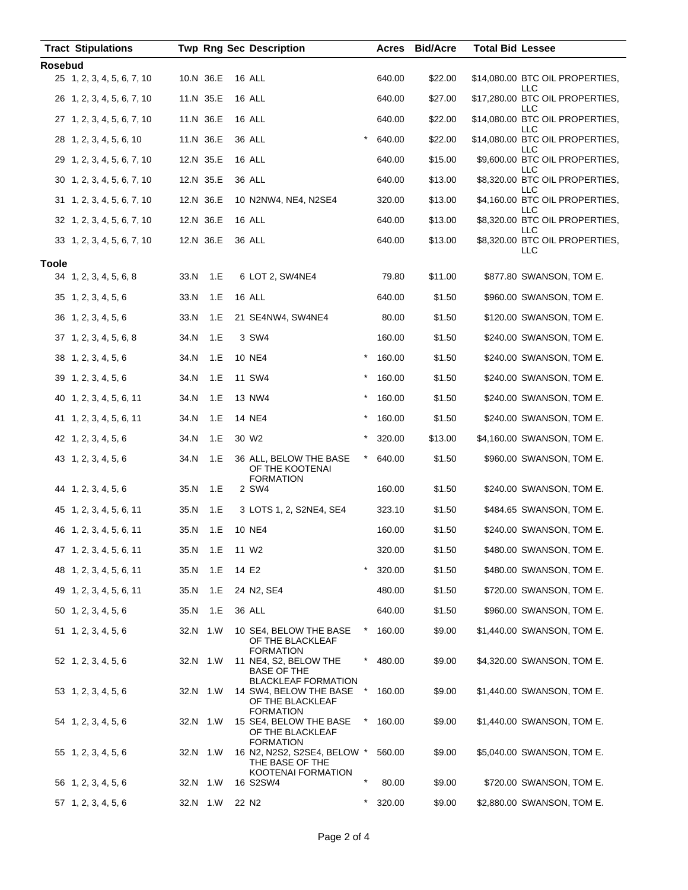| Tract | Stipulations | Twp | Rng | Sec | Description | | Acres | Bid/Acre | Total Bid | Lessee |
|---|---|---|---|---|---|---|---|---|---|---|
| **Rosebud** | | | | | | | | | | |
| 25 | 1, 2, 3, 4, 5, 6, 7, 10 | 10.N | 36.E | 16 | ALL | | 640.00 | $22.00 | $14,080.00 | BTC OIL PROPERTIES, LLC |
| 26 | 1, 2, 3, 4, 5, 6, 7, 10 | 11.N | 35.E | 16 | ALL | | 640.00 | $27.00 | $17,280.00 | BTC OIL PROPERTIES, LLC |
| 27 | 1, 2, 3, 4, 5, 6, 7, 10 | 11.N | 36.E | 16 | ALL | | 640.00 | $22.00 | $14,080.00 | BTC OIL PROPERTIES, LLC |
| 28 | 1, 2, 3, 4, 5, 6, 10 | 11.N | 36.E | 36 | ALL | * | 640.00 | $22.00 | $14,080.00 | BTC OIL PROPERTIES, LLC |
| 29 | 1, 2, 3, 4, 5, 6, 7, 10 | 12.N | 35.E | 16 | ALL | | 640.00 | $15.00 | $9,600.00 | BTC OIL PROPERTIES, LLC |
| 30 | 1, 2, 3, 4, 5, 6, 7, 10 | 12.N | 35.E | 36 | ALL | | 640.00 | $13.00 | $8,320.00 | BTC OIL PROPERTIES, LLC |
| 31 | 1, 2, 3, 4, 5, 6, 7, 10 | 12.N | 36.E | 10 | N2NW4, NE4, N2SE4 | | 320.00 | $13.00 | $4,160.00 | BTC OIL PROPERTIES, LLC |
| 32 | 1, 2, 3, 4, 5, 6, 7, 10 | 12.N | 36.E | 16 | ALL | | 640.00 | $13.00 | $8,320.00 | BTC OIL PROPERTIES, LLC |
| 33 | 1, 2, 3, 4, 5, 6, 7, 10 | 12.N | 36.E | 36 | ALL | | 640.00 | $13.00 | $8,320.00 | BTC OIL PROPERTIES, LLC |
| **Toole** | | | | | | | | | | |
| 34 | 1, 2, 3, 4, 5, 6, 8 | 33.N | 1.E | 6 | LOT 2, SW4NE4 | | 79.80 | $11.00 | $877.80 | SWANSON, TOM E. |
| 35 | 1, 2, 3, 4, 5, 6 | 33.N | 1.E | 16 | ALL | | 640.00 | $1.50 | $960.00 | SWANSON, TOM E. |
| 36 | 1, 2, 3, 4, 5, 6 | 33.N | 1.E | 21 | SE4NW4, SW4NE4 | | 80.00 | $1.50 | $120.00 | SWANSON, TOM E. |
| 37 | 1, 2, 3, 4, 5, 6, 8 | 34.N | 1.E | 3 | SW4 | | 160.00 | $1.50 | $240.00 | SWANSON, TOM E. |
| 38 | 1, 2, 3, 4, 5, 6 | 34.N | 1.E | 10 | NE4 | * | 160.00 | $1.50 | $240.00 | SWANSON, TOM E. |
| 39 | 1, 2, 3, 4, 5, 6 | 34.N | 1.E | 11 | SW4 | * | 160.00 | $1.50 | $240.00 | SWANSON, TOM E. |
| 40 | 1, 2, 3, 4, 5, 6, 11 | 34.N | 1.E | 13 | NW4 | * | 160.00 | $1.50 | $240.00 | SWANSON, TOM E. |
| 41 | 1, 2, 3, 4, 5, 6, 11 | 34.N | 1.E | 14 | NE4 | * | 160.00 | $1.50 | $240.00 | SWANSON, TOM E. |
| 42 | 1, 2, 3, 4, 5, 6 | 34.N | 1.E | 30 | W2 | * | 320.00 | $13.00 | $4,160.00 | SWANSON, TOM E. |
| 43 | 1, 2, 3, 4, 5, 6 | 34.N | 1.E | 36 | ALL, BELOW THE BASE OF THE KOOTENAI FORMATION | * | 640.00 | $1.50 | $960.00 | SWANSON, TOM E. |
| 44 | 1, 2, 3, 4, 5, 6 | 35.N | 1.E | 2 | SW4 | | 160.00 | $1.50 | $240.00 | SWANSON, TOM E. |
| 45 | 1, 2, 3, 4, 5, 6, 11 | 35.N | 1.E | 3 | LOTS 1, 2, S2NE4, SE4 | | 323.10 | $1.50 | $484.65 | SWANSON, TOM E. |
| 46 | 1, 2, 3, 4, 5, 6, 11 | 35.N | 1.E | 10 | NE4 | | 160.00 | $1.50 | $240.00 | SWANSON, TOM E. |
| 47 | 1, 2, 3, 4, 5, 6, 11 | 35.N | 1.E | 11 | W2 | | 320.00 | $1.50 | $480.00 | SWANSON, TOM E. |
| 48 | 1, 2, 3, 4, 5, 6, 11 | 35.N | 1.E | 14 | E2 | * | 320.00 | $1.50 | $480.00 | SWANSON, TOM E. |
| 49 | 1, 2, 3, 4, 5, 6, 11 | 35.N | 1.E | 24 | N2, SE4 | | 480.00 | $1.50 | $720.00 | SWANSON, TOM E. |
| 50 | 1, 2, 3, 4, 5, 6 | 35.N | 1.E | 36 | ALL | | 640.00 | $1.50 | $960.00 | SWANSON, TOM E. |
| 51 | 1, 2, 3, 4, 5, 6 | 32.N | 1.W | 10 | SE4, BELOW THE BASE OF THE BLACKLEAF FORMATION | * | 160.00 | $9.00 | $1,440.00 | SWANSON, TOM E. |
| 52 | 1, 2, 3, 4, 5, 6 | 32.N | 1.W | 11 | NE4, S2, BELOW THE BASE OF THE BLACKLEAF FORMATION | * | 480.00 | $9.00 | $4,320.00 | SWANSON, TOM E. |
| 53 | 1, 2, 3, 4, 5, 6 | 32.N | 1.W | 14 | SW4, BELOW THE BASE OF THE BLACKLEAF FORMATION | * | 160.00 | $9.00 | $1,440.00 | SWANSON, TOM E. |
| 54 | 1, 2, 3, 4, 5, 6 | 32.N | 1.W | 15 | SE4, BELOW THE BASE OF THE BLACKLEAF FORMATION | * | 160.00 | $9.00 | $1,440.00 | SWANSON, TOM E. |
| 55 | 1, 2, 3, 4, 5, 6 | 32.N | 1.W | 16 | N2, N2S2, S2SE4, BELOW THE BASE OF THE KOOTENAI FORMATION | * | 560.00 | $9.00 | $5,040.00 | SWANSON, TOM E. |
| 56 | 1, 2, 3, 4, 5, 6 | 32.N | 1.W | 16 | S2SW4 | * | 80.00 | $9.00 | $720.00 | SWANSON, TOM E. |
| 57 | 1, 2, 3, 4, 5, 6 | 32.N | 1.W | 22 | N2 | * | 320.00 | $9.00 | $2,880.00 | SWANSON, TOM E. |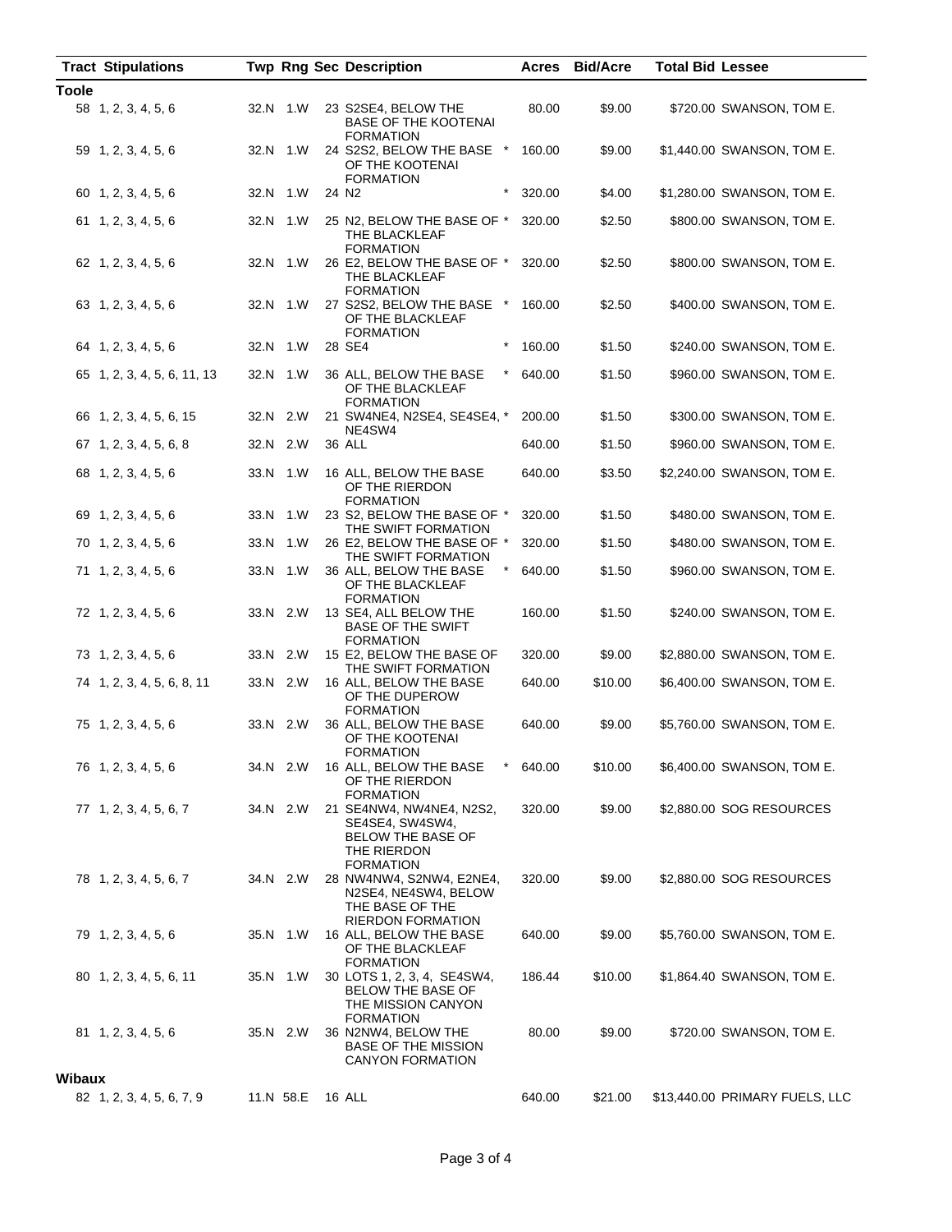| Tract | Stipulations | Twp | Rng | Sec | Description | | Acres | Bid/Acre | Total Bid | Lessee |
|---|---|---|---|---|---|---|---|---|---|---|
| **Toole** | | | | | | | | | | |
| 58 | 1, 2, 3, 4, 5, 6 | 32.N | 1.W | 23 | S2SE4, BELOW THE BASE OF THE KOOTENAI FORMATION | | 80.00 | $9.00 | $720.00 | SWANSON, TOM E. |
| 59 | 1, 2, 3, 4, 5, 6 | 32.N | 1.W | 24 | S2S2, BELOW THE BASE OF THE KOOTENAI FORMATION | * | 160.00 | $9.00 | $1,440.00 | SWANSON, TOM E. |
| 60 | 1, 2, 3, 4, 5, 6 | 32.N | 1.W | 24 | N2 | * | 320.00 | $4.00 | $1,280.00 | SWANSON, TOM E. |
| 61 | 1, 2, 3, 4, 5, 6 | 32.N | 1.W | 25 | N2, BELOW THE BASE OF THE BLACKLEAF FORMATION | * | 320.00 | $2.50 | $800.00 | SWANSON, TOM E. |
| 62 | 1, 2, 3, 4, 5, 6 | 32.N | 1.W | 26 | E2, BELOW THE BASE OF THE BLACKLEAF FORMATION | * | 320.00 | $2.50 | $800.00 | SWANSON, TOM E. |
| 63 | 1, 2, 3, 4, 5, 6 | 32.N | 1.W | 27 | S2S2, BELOW THE BASE OF THE BLACKLEAF FORMATION | * | 160.00 | $2.50 | $400.00 | SWANSON, TOM E. |
| 64 | 1, 2, 3, 4, 5, 6 | 32.N | 1.W | 28 | SE4 | * | 160.00 | $1.50 | $240.00 | SWANSON, TOM E. |
| 65 | 1, 2, 3, 4, 5, 6, 11, 13 | 32.N | 1.W | 36 | ALL, BELOW THE BASE OF THE BLACKLEAF FORMATION | * | 640.00 | $1.50 | $960.00 | SWANSON, TOM E. |
| 66 | 1, 2, 3, 4, 5, 6, 15 | 32.N | 2.W | 21 | SW4NE4, N2SE4, SE4SE4, NE4SW4 | * | 200.00 | $1.50 | $300.00 | SWANSON, TOM E. |
| 67 | 1, 2, 3, 4, 5, 6, 8 | 32.N | 2.W | 36 | ALL | | 640.00 | $1.50 | $960.00 | SWANSON, TOM E. |
| 68 | 1, 2, 3, 4, 5, 6 | 33.N | 1.W | 16 | ALL, BELOW THE BASE OF THE RIERDON FORMATION | | 640.00 | $3.50 | $2,240.00 | SWANSON, TOM E. |
| 69 | 1, 2, 3, 4, 5, 6 | 33.N | 1.W | 23 | S2, BELOW THE BASE OF THE SWIFT FORMATION | * | 320.00 | $1.50 | $480.00 | SWANSON, TOM E. |
| 70 | 1, 2, 3, 4, 5, 6 | 33.N | 1.W | 26 | E2, BELOW THE BASE OF THE SWIFT FORMATION | * | 320.00 | $1.50 | $480.00 | SWANSON, TOM E. |
| 71 | 1, 2, 3, 4, 5, 6 | 33.N | 1.W | 36 | ALL, BELOW THE BASE OF THE BLACKLEAF FORMATION | * | 640.00 | $1.50 | $960.00 | SWANSON, TOM E. |
| 72 | 1, 2, 3, 4, 5, 6 | 33.N | 2.W | 13 | SE4, ALL BELOW THE BASE OF THE SWIFT FORMATION | | 160.00 | $1.50 | $240.00 | SWANSON, TOM E. |
| 73 | 1, 2, 3, 4, 5, 6 | 33.N | 2.W | 15 | E2, BELOW THE BASE OF THE SWIFT FORMATION | | 320.00 | $9.00 | $2,880.00 | SWANSON, TOM E. |
| 74 | 1, 2, 3, 4, 5, 6, 8, 11 | 33.N | 2.W | 16 | ALL, BELOW THE BASE OF THE DUPEROW FORMATION | | 640.00 | $10.00 | $6,400.00 | SWANSON, TOM E. |
| 75 | 1, 2, 3, 4, 5, 6 | 33.N | 2.W | 36 | ALL, BELOW THE BASE OF THE KOOTENAI FORMATION | | 640.00 | $9.00 | $5,760.00 | SWANSON, TOM E. |
| 76 | 1, 2, 3, 4, 5, 6 | 34.N | 2.W | 16 | ALL, BELOW THE BASE OF THE RIERDON FORMATION | * | 640.00 | $10.00 | $6,400.00 | SWANSON, TOM E. |
| 77 | 1, 2, 3, 4, 5, 6, 7 | 34.N | 2.W | 21 | SE4NW4, NW4NE4, N2S2, SE4SE4, SW4SW4, BELOW THE BASE OF THE RIERDON FORMATION | | 320.00 | $9.00 | $2,880.00 | SOG RESOURCES |
| 78 | 1, 2, 3, 4, 5, 6, 7 | 34.N | 2.W | 28 | NW4NW4, S2NW4, E2NE4, N2SE4, NE4SW4, BELOW THE BASE OF THE RIERDON FORMATION | | 320.00 | $9.00 | $2,880.00 | SOG RESOURCES |
| 79 | 1, 2, 3, 4, 5, 6 | 35.N | 1.W | 16 | ALL, BELOW THE BASE OF THE BLACKLEAF FORMATION | | 640.00 | $9.00 | $5,760.00 | SWANSON, TOM E. |
| 80 | 1, 2, 3, 4, 5, 6, 11 | 35.N | 1.W | 30 | LOTS 1, 2, 3, 4, SE4SW4, BELOW THE BASE OF THE MISSION CANYON FORMATION | | 186.44 | $10.00 | $1,864.40 | SWANSON, TOM E. |
| 81 | 1, 2, 3, 4, 5, 6 | 35.N | 2.W | 36 | N2NW4, BELOW THE BASE OF THE MISSION CANYON FORMATION | | 80.00 | $9.00 | $720.00 | SWANSON, TOM E. |
| **Wibaux** | | | | | | | | | | |
| 82 | 1, 2, 3, 4, 5, 6, 7, 9 | 11.N | 58.E | 16 | ALL | | 640.00 | $21.00 | $13,440.00 | PRIMARY FUELS, LLC |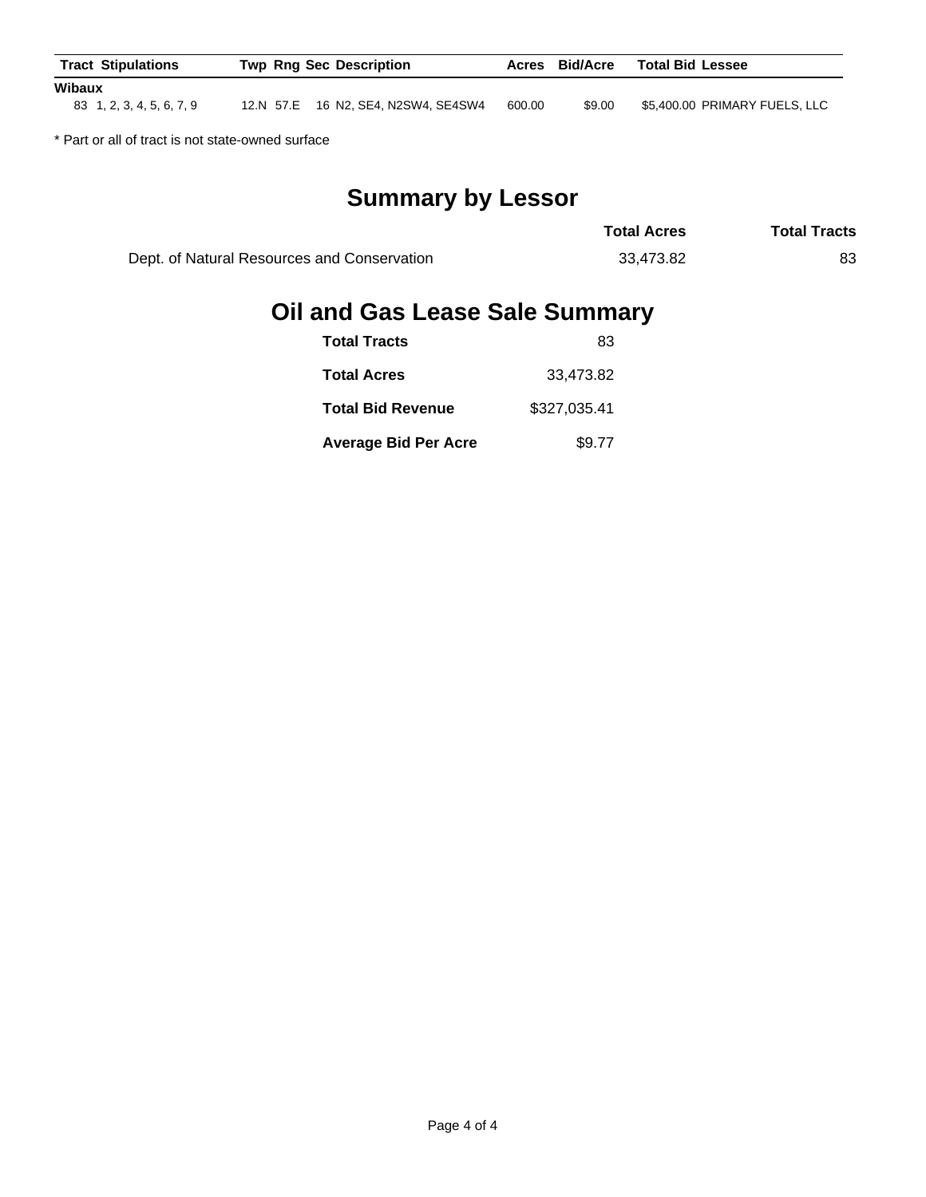| Tract | Stipulations | Twp | Rng | Sec | Description | Acres | Bid/Acre | Total Bid | Lessee |
|---|---|---|---|---|---|---|---|---|---|
| **Wibaux** | | | | | | | | | |
| 83 | 1, 2, 3, 4, 5, 6, 7, 9 | 12.N | 57.E | 16 | N2, SE4, N2SW4, SE4SW4 | 600.00 | $9.00 | $5,400.00 | PRIMARY FUELS, LLC |

* Part or all of tract is not state-owned surface

## Summary by Lessor

| | Total Acres | Total Tracts |
|---|---|---|
| Dept. of Natural Resources and Conservation | 33,473.82 | 83 |

## Oil and Gas Lease Sale Summary

| | |
|---|---|
| **Total Tracts** | 83 |
| **Total Acres** | 33,473.82 |
| **Total Bid Revenue** | $327,035.41 |
| **Average Bid Per Acre** | $9.77 |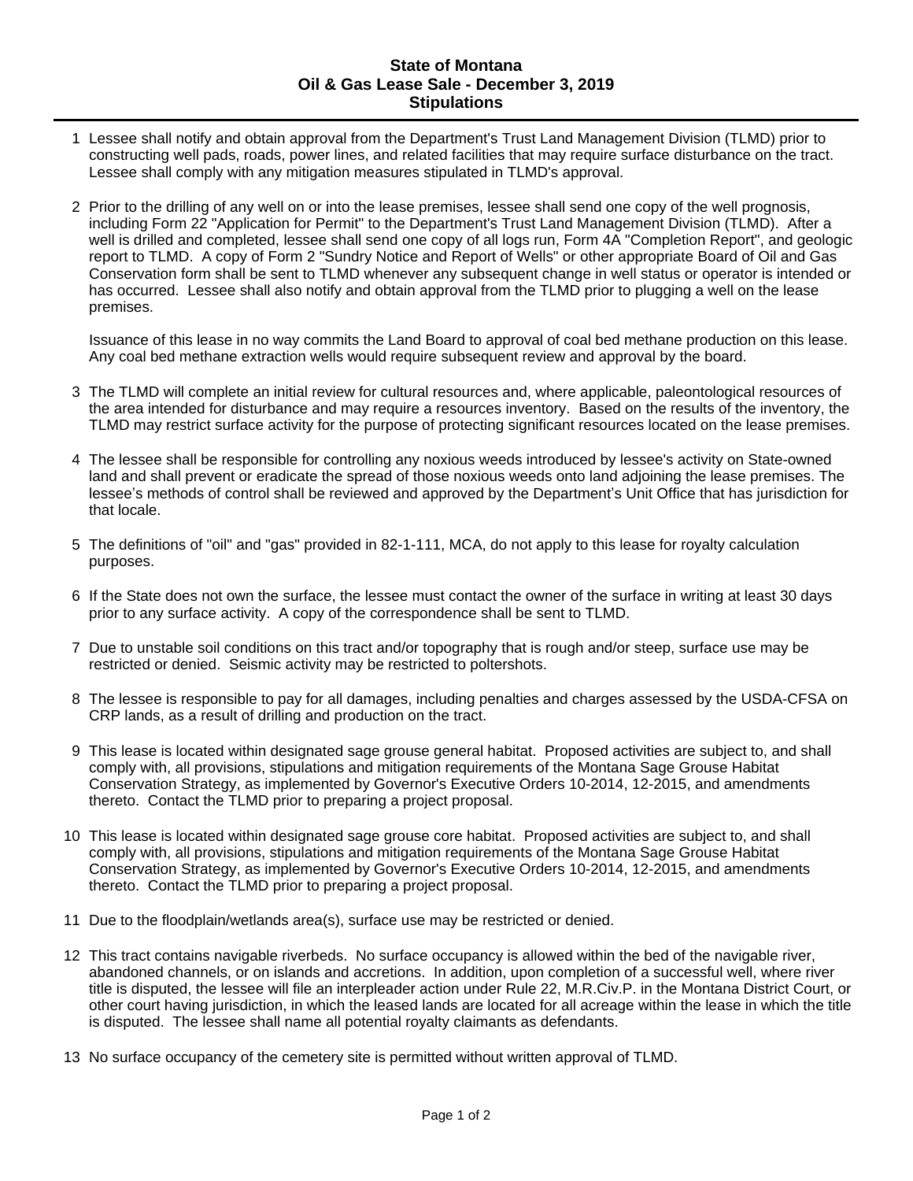# State of Montana
## Oil & Gas Lease Sale - December 3, 2019
## Stipulations

1 Lessee shall notify and obtain approval from the Department's Trust Land Management Division (TLMD) prior to constructing well pads, roads, power lines, and related facilities that may require surface disturbance on the tract. Lessee shall comply with any mitigation measures stipulated in TLMD's approval.

2 Prior to the drilling of any well on or into the lease premises, lessee shall send one copy of the well prognosis, including Form 22 "Application for Permit" to the Department's Trust Land Management Division (TLMD). After a well is drilled and completed, lessee shall send one copy of all logs run, Form 4A "Completion Report", and geologic report to TLMD. A copy of Form 2 "Sundry Notice and Report of Wells" or other appropriate Board of Oil and Gas Conservation form shall be sent to TLMD whenever any subsequent change in well status or operator is intended or has occurred. Lessee shall also notify and obtain approval from the TLMD prior to plugging a well on the lease premises.

   Issuance of this lease in no way commits the Land Board to approval of coal bed methane production on this lease. Any coal bed methane extraction wells would require subsequent review and approval by the board.

3 The TLMD will complete an initial review for cultural resources and, where applicable, paleontological resources of the area intended for disturbance and may require a resources inventory. Based on the results of the inventory, the TLMD may restrict surface activity for the purpose of protecting significant resources located on the lease premises.

4 The lessee shall be responsible for controlling any noxious weeds introduced by lessee's activity on State-owned land and shall prevent or eradicate the spread of those noxious weeds onto land adjoining the lease premises. The lessee's methods of control shall be reviewed and approved by the Department's Unit Office that has jurisdiction for that locale.

5 The definitions of "oil" and "gas" provided in 82-1-111, MCA, do not apply to this lease for royalty calculation purposes.

6 If the State does not own the surface, the lessee must contact the owner of the surface in writing at least 30 days prior to any surface activity. A copy of the correspondence shall be sent to TLMD.

7 Due to unstable soil conditions on this tract and/or topography that is rough and/or steep, surface use may be restricted or denied. Seismic activity may be restricted to poltershots.

8 The lessee is responsible to pay for all damages, including penalties and charges assessed by the USDA-CFSA on CRP lands, as a result of drilling and production on the tract.

9 This lease is located within designated sage grouse general habitat. Proposed activities are subject to, and shall comply with, all provisions, stipulations and mitigation requirements of the Montana Sage Grouse Habitat Conservation Strategy, as implemented by Governor's Executive Orders 10-2014, 12-2015, and amendments thereto. Contact the TLMD prior to preparing a project proposal.

10 This lease is located within designated sage grouse core habitat. Proposed activities are subject to, and shall comply with, all provisions, stipulations and mitigation requirements of the Montana Sage Grouse Habitat Conservation Strategy, as implemented by Governor's Executive Orders 10-2014, 12-2015, and amendments thereto. Contact the TLMD prior to preparing a project proposal.

11 Due to the floodplain/wetlands area(s), surface use may be restricted or denied.

12 This tract contains navigable riverbeds. No surface occupancy is allowed within the bed of the navigable river, abandoned channels, or on islands and accretions. In addition, upon completion of a successful well, where river title is disputed, the lessee will file an interpleader action under Rule 22, M.R.Civ.P. in the Montana District Court, or other court having jurisdiction, in which the leased lands are located for all acreage within the lease in which the title is disputed. The lessee shall name all potential royalty claimants as defendants.

13 No surface occupancy of the cemetery site is permitted without written approval of TLMD.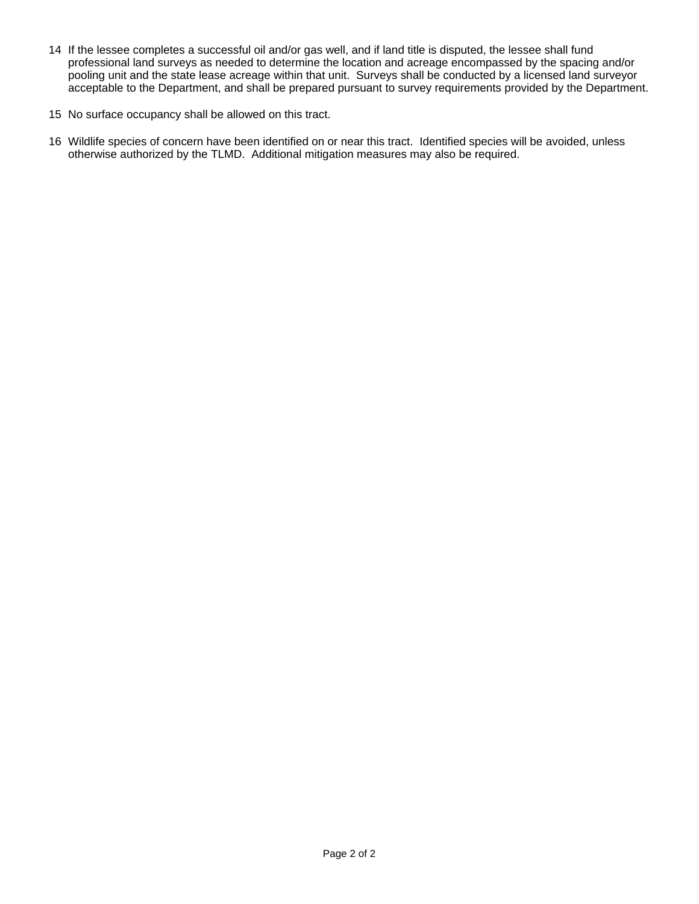14 If the lessee completes a successful oil and/or gas well, and if land title is disputed, the lessee shall fund professional land surveys as needed to determine the location and acreage encompassed by the spacing and/or pooling unit and the state lease acreage within that unit. Surveys shall be conducted by a licensed land surveyor acceptable to the Department, and shall be prepared pursuant to survey requirements provided by the Department.

15 No surface occupancy shall be allowed on this tract.

16 Wildlife species of concern have been identified on or near this tract. Identified species will be avoided, unless otherwise authorized by the TLMD. Additional mitigation measures may also be required.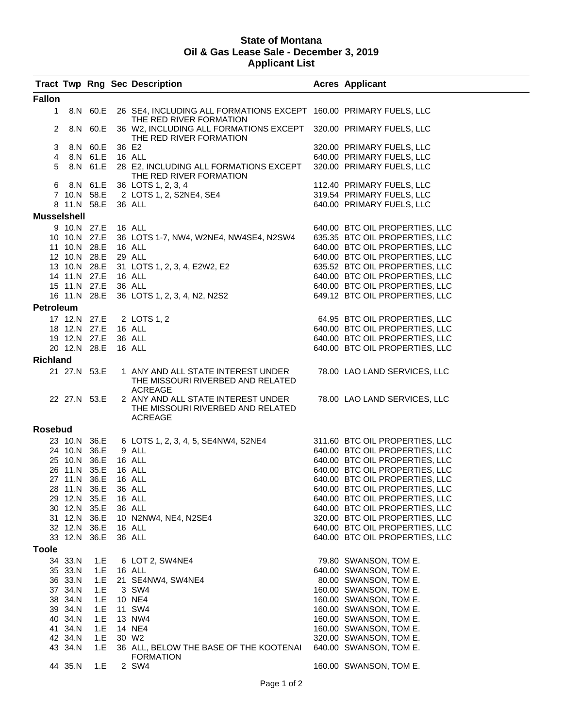# State of Montana
# Oil & Gas Lease Sale - December 3, 2019
# Applicant List

| Tract | Twp | Rng | Sec | Description | Acres | Applicant |
|---|---|---|---|---|---|---|
| **Fallon** | | | | | | |
| 1 | 8.N | 60.E | 26 | SE4, INCLUDING ALL FORMATIONS EXCEPT THE RED RIVER FORMATION | 160.00 | PRIMARY FUELS, LLC |
| 2 | 8.N | 60.E | 36 | W2, INCLUDING ALL FORMATIONS EXCEPT THE RED RIVER FORMATION | 320.00 | PRIMARY FUELS, LLC |
| 3 | 8.N | 60.E | 36 | E2 | 320.00 | PRIMARY FUELS, LLC |
| 4 | 8.N | 61.E | 16 | ALL | 640.00 | PRIMARY FUELS, LLC |
| 5 | 8.N | 61.E | 28 | E2, INCLUDING ALL FORMATIONS EXCEPT THE RED RIVER FORMATION | 320.00 | PRIMARY FUELS, LLC |
| 6 | 8.N | 61.E | 36 | LOTS 1, 2, 3, 4 | 112.40 | PRIMARY FUELS, LLC |
| 7 | 10.N | 58.E | 2 | LOTS 1, 2, S2NE4, SE4 | 319.54 | PRIMARY FUELS, LLC |
| 8 | 11.N | 58.E | 36 | ALL | 640.00 | PRIMARY FUELS, LLC |
| **Musselshell** | | | | | | |
| 9 | 10.N | 27.E | 16 | ALL | 640.00 | BTC OIL PROPERTIES, LLC |
| 10 | 10.N | 27.E | 36 | LOTS 1-7, NW4, W2NE4, NW4SE4, N2SW4 | 635.35 | BTC OIL PROPERTIES, LLC |
| 11 | 10.N | 28.E | 16 | ALL | 640.00 | BTC OIL PROPERTIES, LLC |
| 12 | 10.N | 28.E | 29 | ALL | 640.00 | BTC OIL PROPERTIES, LLC |
| 13 | 10.N | 28.E | 31 | LOTS 1, 2, 3, 4, E2W2, E2 | 635.52 | BTC OIL PROPERTIES, LLC |
| 14 | 11.N | 27.E | 16 | ALL | 640.00 | BTC OIL PROPERTIES, LLC |
| 15 | 11.N | 27.E | 36 | ALL | 640.00 | BTC OIL PROPERTIES, LLC |
| 16 | 11.N | 28.E | 36 | LOTS 1, 2, 3, 4, N2, N2S2 | 649.12 | BTC OIL PROPERTIES, LLC |
| **Petroleum** | | | | | | |
| 17 | 12.N | 27.E | 2 | LOTS 1, 2 | 64.95 | BTC OIL PROPERTIES, LLC |
| 18 | 12.N | 27.E | 16 | ALL | 640.00 | BTC OIL PROPERTIES, LLC |
| 19 | 12.N | 27.E | 36 | ALL | 640.00 | BTC OIL PROPERTIES, LLC |
| 20 | 12.N | 28.E | 16 | ALL | 640.00 | BTC OIL PROPERTIES, LLC |
| **Richland** | | | | | | |
| 21 | 27.N | 53.E | 1 | ANY AND ALL STATE INTEREST UNDER THE MISSOURI RIVERBED AND RELATED ACREAGE | 78.00 | LAO LAND SERVICES, LLC |
| 22 | 27.N | 53.E | 2 | ANY AND ALL STATE INTEREST UNDER THE MISSOURI RIVERBED AND RELATED ACREAGE | 78.00 | LAO LAND SERVICES, LLC |
| **Rosebud** | | | | | | |
| 23 | 10.N | 36.E | 6 | LOTS 1, 2, 3, 4, 5, SE4NW4, S2NE4 | 311.60 | BTC OIL PROPERTIES, LLC |
| 24 | 10.N | 36.E | 9 | ALL | 640.00 | BTC OIL PROPERTIES, LLC |
| 25 | 10.N | 36.E | 16 | ALL | 640.00 | BTC OIL PROPERTIES, LLC |
| 26 | 11.N | 35.E | 16 | ALL | 640.00 | BTC OIL PROPERTIES, LLC |
| 27 | 11.N | 36.E | 16 | ALL | 640.00 | BTC OIL PROPERTIES, LLC |
| 28 | 11.N | 36.E | 36 | ALL | 640.00 | BTC OIL PROPERTIES, LLC |
| 29 | 12.N | 35.E | 16 | ALL | 640.00 | BTC OIL PROPERTIES, LLC |
| 30 | 12.N | 35.E | 36 | ALL | 640.00 | BTC OIL PROPERTIES, LLC |
| 31 | 12.N | 36.E | 10 | N2NW4, NE4, N2SE4 | 320.00 | BTC OIL PROPERTIES, LLC |
| 32 | 12.N | 36.E | 16 | ALL | 640.00 | BTC OIL PROPERTIES, LLC |
| 33 | 12.N | 36.E | 36 | ALL | 640.00 | BTC OIL PROPERTIES, LLC |
| **Toole** | | | | | | |
| 34 | 33.N | 1.E | 6 | LOT 2, SW4NE4 | 79.80 | SWANSON, TOM E. |
| 35 | 33.N | 1.E | 16 | ALL | 640.00 | SWANSON, TOM E. |
| 36 | 33.N | 1.E | 21 | SE4NW4, SW4NE4 | 80.00 | SWANSON, TOM E. |
| 37 | 34.N | 1.E | 3 | SW4 | 160.00 | SWANSON, TOM E. |
| 38 | 34.N | 1.E | 10 | NE4 | 160.00 | SWANSON, TOM E. |
| 39 | 34.N | 1.E | 11 | SW4 | 160.00 | SWANSON, TOM E. |
| 40 | 34.N | 1.E | 13 | NW4 | 160.00 | SWANSON, TOM E. |
| 41 | 34.N | 1.E | 14 | NE4 | 160.00 | SWANSON, TOM E. |
| 42 | 34.N | 1.E | 30 | W2 | 320.00 | SWANSON, TOM E. |
| 43 | 34.N | 1.E | 36 | ALL, BELOW THE BASE OF THE KOOTENAI FORMATION | 640.00 | SWANSON, TOM E. |
| 44 | 35.N | 1.E | 2 | SW4 | 160.00 | SWANSON, TOM E. |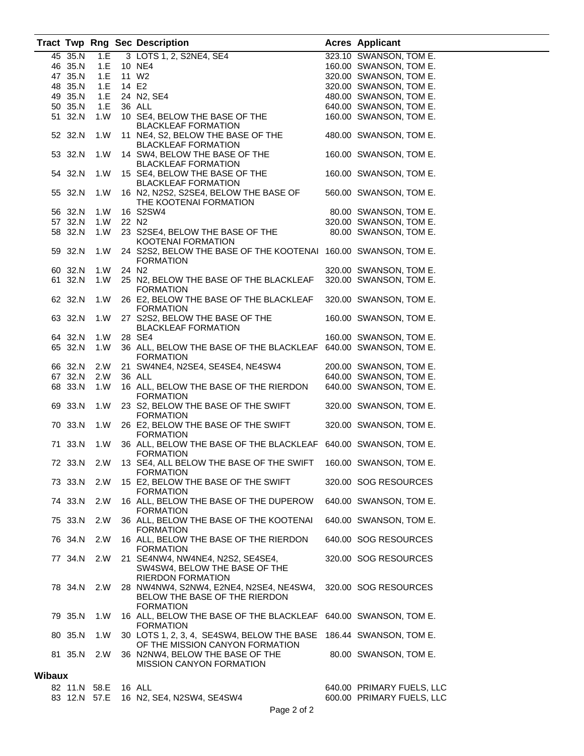| Tract | Twp | Rng | Sec | Description | Acres | Applicant |
|---|---|---|---|---|---|---|
| 45 | 35.N | 1.E | 3 | LOTS 1, 2, S2NE4, SE4 | 323.10 | SWANSON, TOM E. |
| 46 | 35.N | 1.E | 10 | NE4 | 160.00 | SWANSON, TOM E. |
| 47 | 35.N | 1.E | 11 | W2 | 320.00 | SWANSON, TOM E. |
| 48 | 35.N | 1.E | 14 | E2 | 320.00 | SWANSON, TOM E. |
| 49 | 35.N | 1.E | 24 | N2, SE4 | 480.00 | SWANSON, TOM E. |
| 50 | 35.N | 1.E | 36 | ALL | 640.00 | SWANSON, TOM E. |
| 51 | 32.N | 1.W | 10 | SE4, BELOW THE BASE OF THE BLACKLEAF FORMATION | 160.00 | SWANSON, TOM E. |
| 52 | 32.N | 1.W | 11 | NE4, S2, BELOW THE BASE OF THE BLACKLEAF FORMATION | 480.00 | SWANSON, TOM E. |
| 53 | 32.N | 1.W | 14 | SW4, BELOW THE BASE OF THE BLACKLEAF FORMATION | 160.00 | SWANSON, TOM E. |
| 54 | 32.N | 1.W | 15 | SE4, BELOW THE BASE OF THE BLACKLEAF FORMATION | 160.00 | SWANSON, TOM E. |
| 55 | 32.N | 1.W | 16 | N2, N2S2, S2SE4, BELOW THE BASE OF THE KOOTENAI FORMATION | 560.00 | SWANSON, TOM E. |
| 56 | 32.N | 1.W | 16 | S2SW4 | 80.00 | SWANSON, TOM E. |
| 57 | 32.N | 1.W | 22 | N2 | 320.00 | SWANSON, TOM E. |
| 58 | 32.N | 1.W | 23 | S2SE4, BELOW THE BASE OF THE KOOTENAI FORMATION | 80.00 | SWANSON, TOM E. |
| 59 | 32.N | 1.W | 24 | S2S2, BELOW THE BASE OF THE KOOTENAI FORMATION | 160.00 | SWANSON, TOM E. |
| 60 | 32.N | 1.W | 24 | N2 | 320.00 | SWANSON, TOM E. |
| 61 | 32.N | 1.W | 25 | N2, BELOW THE BASE OF THE BLACKLEAF FORMATION | 320.00 | SWANSON, TOM E. |
| 62 | 32.N | 1.W | 26 | E2, BELOW THE BASE OF THE BLACKLEAF FORMATION | 320.00 | SWANSON, TOM E. |
| 63 | 32.N | 1.W | 27 | S2S2, BELOW THE BASE OF THE BLACKLEAF FORMATION | 160.00 | SWANSON, TOM E. |
| 64 | 32.N | 1.W | 28 | SE4 | 160.00 | SWANSON, TOM E. |
| 65 | 32.N | 1.W | 36 | ALL, BELOW THE BASE OF THE BLACKLEAF FORMATION | 640.00 | SWANSON, TOM E. |
| 66 | 32.N | 2.W | 21 | SW4NE4, N2SE4, SE4SE4, NE4SW4 | 200.00 | SWANSON, TOM E. |
| 67 | 32.N | 2.W | 36 | ALL | 640.00 | SWANSON, TOM E. |
| 68 | 33.N | 1.W | 16 | ALL, BELOW THE BASE OF THE RIERDON FORMATION | 640.00 | SWANSON, TOM E. |
| 69 | 33.N | 1.W | 23 | S2, BELOW THE BASE OF THE SWIFT FORMATION | 320.00 | SWANSON, TOM E. |
| 70 | 33.N | 1.W | 26 | E2, BELOW THE BASE OF THE SWIFT FORMATION | 320.00 | SWANSON, TOM E. |
| 71 | 33.N | 1.W | 36 | ALL, BELOW THE BASE OF THE BLACKLEAF FORMATION | 640.00 | SWANSON, TOM E. |
| 72 | 33.N | 2.W | 13 | SE4, ALL BELOW THE BASE OF THE SWIFT FORMATION | 160.00 | SWANSON, TOM E. |
| 73 | 33.N | 2.W | 15 | E2, BELOW THE BASE OF THE SWIFT FORMATION | 320.00 | SOG RESOURCES |
| 74 | 33.N | 2.W | 16 | ALL, BELOW THE BASE OF THE DUPEROW FORMATION | 640.00 | SWANSON, TOM E. |
| 75 | 33.N | 2.W | 36 | ALL, BELOW THE BASE OF THE KOOTENAI FORMATION | 640.00 | SWANSON, TOM E. |
| 76 | 34.N | 2.W | 16 | ALL, BELOW THE BASE OF THE RIERDON FORMATION | 640.00 | SOG RESOURCES |
| 77 | 34.N | 2.W | 21 | SE4NW4, NW4NE4, N2S2, SE4SE4, SW4SW4, BELOW THE BASE OF THE RIERDON FORMATION | 320.00 | SOG RESOURCES |
| 78 | 34.N | 2.W | 28 | NW4NW4, S2NW4, E2NE4, N2SE4, NE4SW4, BELOW THE BASE OF THE RIERDON FORMATION | 320.00 | SOG RESOURCES |
| 79 | 35.N | 1.W | 16 | ALL, BELOW THE BASE OF THE BLACKLEAF FORMATION | 640.00 | SWANSON, TOM E. |
| 80 | 35.N | 1.W | 30 | LOTS 1, 2, 3, 4, SE4SW4, BELOW THE BASE OF THE MISSION CANYON FORMATION | 186.44 | SWANSON, TOM E. |
| 81 | 35.N | 2.W | 36 | N2NW4, BELOW THE BASE OF THE MISSION CANYON FORMATION | 80.00 | SWANSON, TOM E. |
| **Wibaux** | | | | | | |
| 82 | 11.N | 58.E | 16 | ALL | 640.00 | PRIMARY FUELS, LLC |
| 83 | 12.N | 57.E | 16 | N2, SE4, N2SW4, SE4SW4 | 600.00 | PRIMARY FUELS, LLC |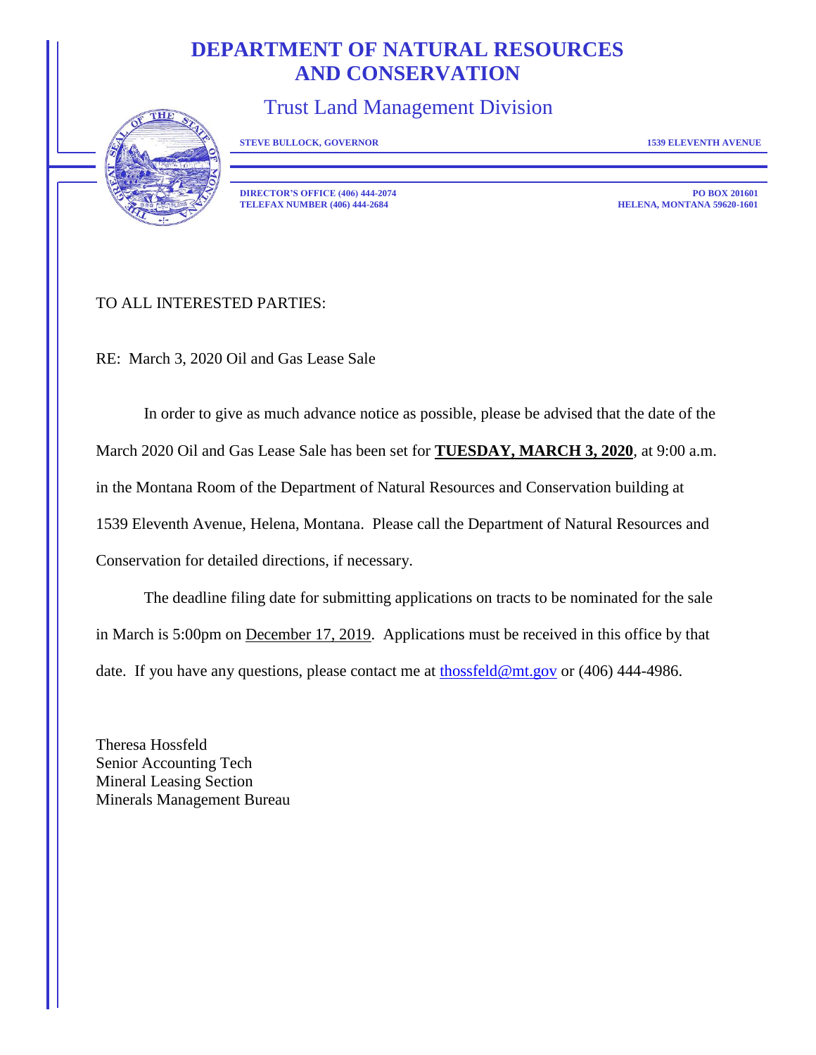# DEPARTMENT OF NATURAL RESOURCES AND CONSERVATION

## Trust Land Management Division

**STEVE BULLOCK, GOVERNOR** **1539 ELEVENTH AVENUE**

**DIRECTOR'S OFFICE (406) 444-2074**
**TELEFAX NUMBER (406) 444-2684**

**PO BOX 201601**
**HELENA, MONTANA 59620-1601**

TO ALL INTERESTED PARTIES:

RE: March 3, 2020 Oil and Gas Lease Sale

In order to give as much advance notice as possible, please be advised that the date of the March 2020 Oil and Gas Lease Sale has been set for **TUESDAY, MARCH 3, 2020**, at 9:00 a.m. in the Montana Room of the Department of Natural Resources and Conservation building at 1539 Eleventh Avenue, Helena, Montana. Please call the Department of Natural Resources and Conservation for detailed directions, if necessary.

The deadline filing date for submitting applications on tracts to be nominated for the sale in March is 5:00pm on December 17, 2019. Applications must be received in this office by that date. If you have any questions, please contact me at thossfeld@mt.gov or (406) 444-4986.

Theresa Hossfeld
Senior Accounting Tech
Mineral Leasing Section
Minerals Management Bureau